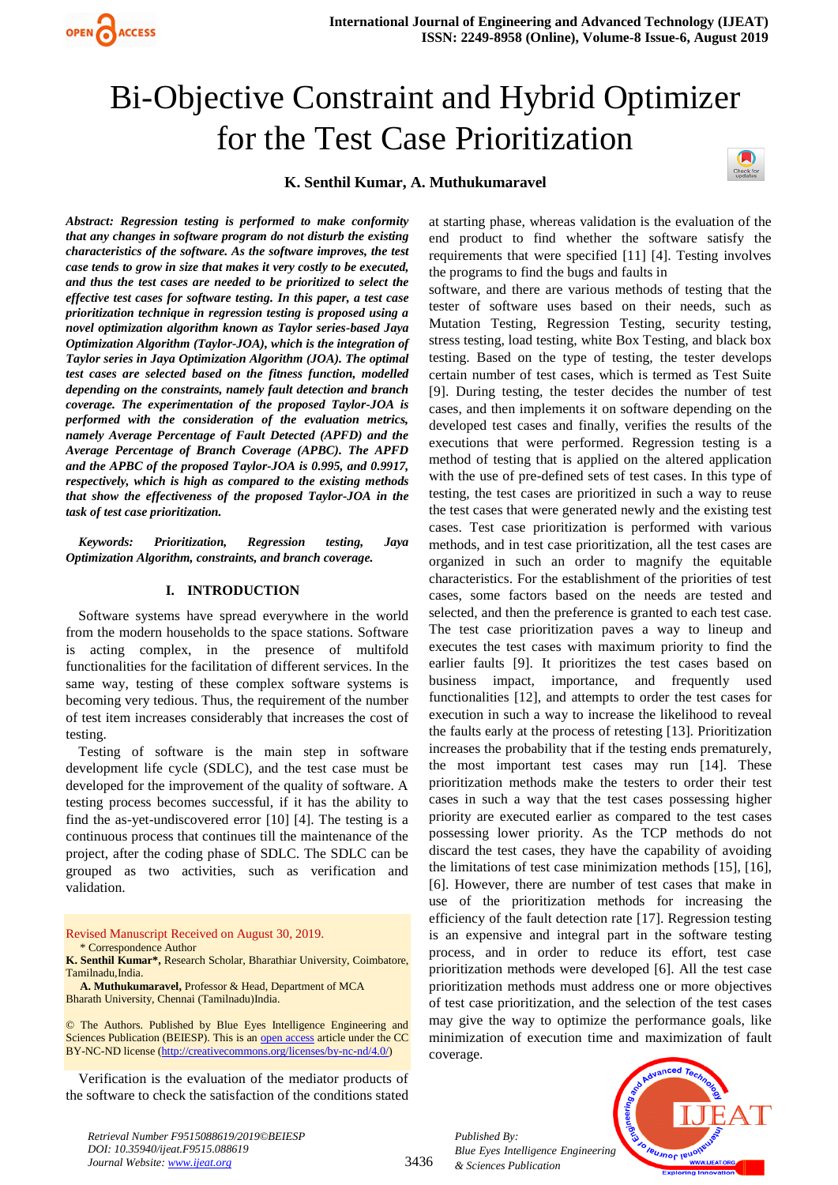# Bi-Objective Constraint and Hybrid Optimizer for the Test Case Prioritization

**K. Senthil Kumar, A. Muthukumaravel**

***Abstract:** Regression testing is performed to make conformity that any changes in software program do not disturb the existing characteristics of the software. As the software improves, the test case tends to grow in size that makes it very costly to be executed, and thus the test cases are needed to be prioritized to select the effective test cases for software testing. In this paper, a test case prioritization technique in regression testing is proposed using a novel optimization algorithm known as Taylor series-based Jaya Optimization Algorithm (Taylor-JOA), which is the integration of Taylor series in Jaya Optimization Algorithm (JOA). The optimal test cases are selected based on the fitness function, modelled depending on the constraints, namely fault detection and branch coverage. The experimentation of the proposed Taylor-JOA is performed with the consideration of the evaluation metrics, namely Average Percentage of Fault Detected (APFD) and the Average Percentage of Branch Coverage (APBC). The APFD and the APBC of the proposed Taylor-JOA is 0.995, and 0.9917, respectively, which is high as compared to the existing methods that show the effectiveness of the proposed Taylor-JOA in the task of test case prioritization.*

***Keywords:** Prioritization, Regression testing, Jaya Optimization Algorithm, constraints, and branch coverage.*

## I. INTRODUCTION

Software systems have spread everywhere in the world from the modern households to the space stations. Software is acting complex, in the presence of multifold functionalities for the facilitation of different services. In the same way, testing of these complex software systems is becoming very tedious. Thus, the requirement of the number of test item increases considerably that increases the cost of testing.

Testing of software is the main step in software development life cycle (SDLC), and the test case must be developed for the improvement of the quality of software. A testing process becomes successful, if it has the ability to find the as-yet-undiscovered error [10] [4]. The testing is a continuous process that continues till the maintenance of the project, after the coding phase of SDLC. The SDLC can be grouped as two activities, such as verification and validation.

Verification is the evaluation of the mediator products of the software to check the satisfaction of the conditions stated at starting phase, whereas validation is the evaluation of the end product to find whether the software satisfy the requirements that were specified [11] [4]. Testing involves the programs to find the bugs and faults in software, and there are various methods of testing that the tester of software uses based on their needs, such as Mutation Testing, Regression Testing, security testing, stress testing, load testing, white Box Testing, and black box testing. Based on the type of testing, the tester develops certain number of test cases, which is termed as Test Suite [9]. During testing, the tester decides the number of test cases, and then implements it on software depending on the developed test cases and finally, verifies the results of the executions that were performed. Regression testing is a method of testing that is applied on the altered application with the use of pre-defined sets of test cases. In this type of testing, the test cases are prioritized in such a way to reuse the test cases that were generated newly and the existing test cases. Test case prioritization is performed with various methods, and in test case prioritization, all the test cases are organized in such an order to magnify the equitable characteristics. For the establishment of the priorities of test cases, some factors based on the needs are tested and selected, and then the preference is granted to each test case. The test case prioritization paves a way to lineup and executes the test cases with maximum priority to find the earlier faults [9]. It prioritizes the test cases based on business impact, importance, and frequently used functionalities [12], and attempts to order the test cases for execution in such a way to increase the likelihood to reveal the faults early at the process of retesting [13]. Prioritization increases the probability that if the testing ends prematurely, the most important test cases may run [14]. These prioritization methods make the testers to order their test cases in such a way that the test cases possessing higher priority are executed earlier as compared to the test cases possessing lower priority. As the TCP methods do not discard the test cases, they have the capability of avoiding the limitations of test case minimization methods [15], [16], [6]. However, there are number of test cases that make in use of the prioritization methods for increasing the efficiency of the fault detection rate [17]. Regression testing is an expensive and integral part in the software testing process, and in order to reduce its effort, test case prioritization methods were developed [6]. All the test case prioritization methods must address one or more objectives of test case prioritization, and the selection of the test cases may give the way to optimize the performance goals, like minimization of execution time and maximization of fault coverage.

Revised Manuscript Received on August 30, 2019.

\* Correspondence Author

**K. Senthil Kumar\***, Research Scholar, Bharathiar University, Coimbatore, Tamilnadu,India.

**A. Muthukumaravel,** Professor & Head, Department of MCA Bharath University, Chennai (Tamilnadu)India.

© The Authors. Published by Blue Eyes Intelligence Engineering and Sciences Publication (BEIESP). This is an open access article under the CC BY-NC-ND license (http://creativecommons.org/licenses/by-nc-nd/4.0/)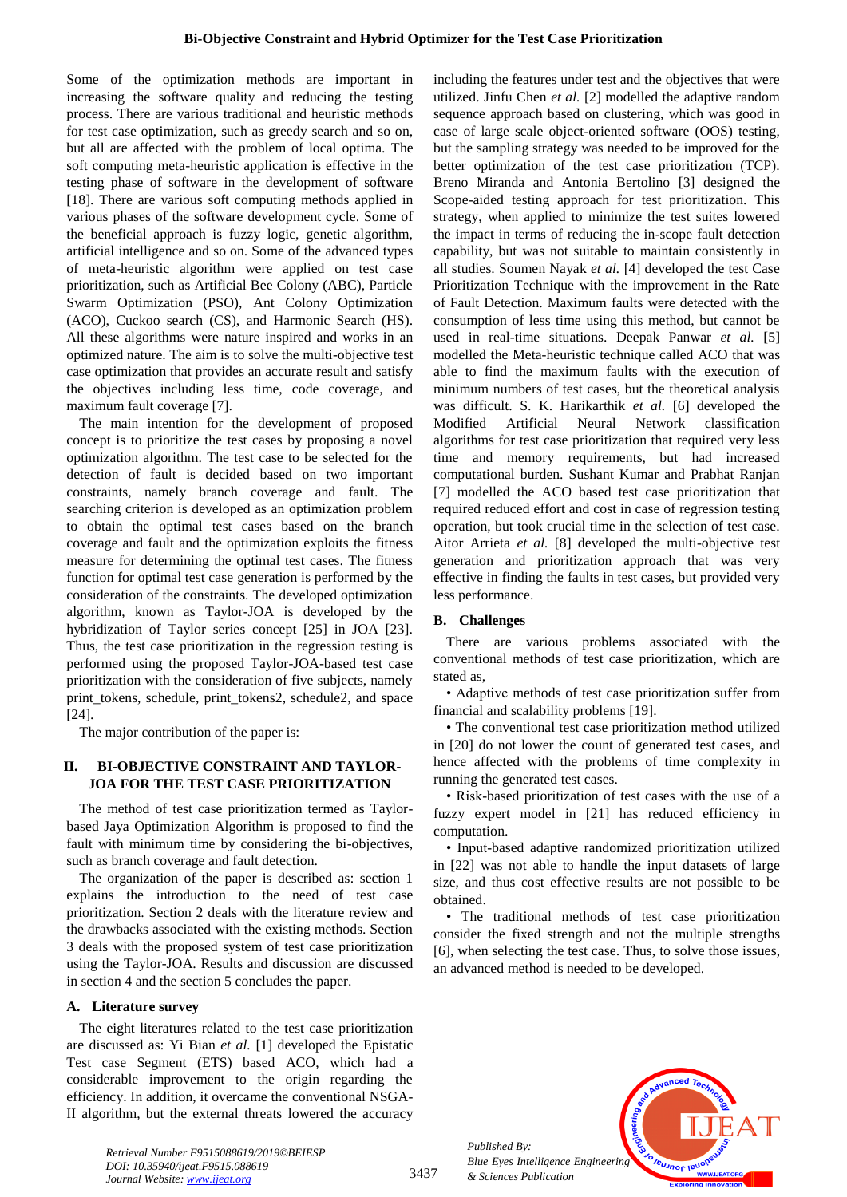Some of the optimization methods are important in increasing the software quality and reducing the testing process. There are various traditional and heuristic methods for test case optimization, such as greedy search and so on, but all are affected with the problem of local optima. The soft computing meta-heuristic application is effective in the testing phase of software in the development of software [18]. There are various soft computing methods applied in various phases of the software development cycle. Some of the beneficial approach is fuzzy logic, genetic algorithm, artificial intelligence and so on. Some of the advanced types of meta-heuristic algorithm were applied on test case prioritization, such as Artificial Bee Colony (ABC), Particle Swarm Optimization (PSO), Ant Colony Optimization (ACO), Cuckoo search (CS), and Harmonic Search (HS). All these algorithms were nature inspired and works in an optimized nature. The aim is to solve the multi-objective test case optimization that provides an accurate result and satisfy the objectives including less time, code coverage, and maximum fault coverage [7].

The main intention for the development of proposed concept is to prioritize the test cases by proposing a novel optimization algorithm. The test case to be selected for the detection of fault is decided based on two important constraints, namely branch coverage and fault. The searching criterion is developed as an optimization problem to obtain the optimal test cases based on the branch coverage and fault and the optimization exploits the fitness measure for determining the optimal test cases. The fitness function for optimal test case generation is performed by the consideration of the constraints. The developed optimization algorithm, known as Taylor-JOA is developed by the hybridization of Taylor series concept [25] in JOA [23]. Thus, the test case prioritization in the regression testing is performed using the proposed Taylor-JOA-based test case prioritization with the consideration of five subjects, namely print_tokens, schedule, print_tokens2, schedule2, and space [24].

The major contribution of the paper is:

## II. BI-OBJECTIVE CONSTRAINT AND TAYLOR-JOA FOR THE TEST CASE PRIORITIZATION

The method of test case prioritization termed as Taylor-based Jaya Optimization Algorithm is proposed to find the fault with minimum time by considering the bi-objectives, such as branch coverage and fault detection.

The organization of the paper is described as: section 1 explains the introduction to the need of test case prioritization. Section 2 deals with the literature review and the drawbacks associated with the existing methods. Section 3 deals with the proposed system of test case prioritization using the Taylor-JOA. Results and discussion are discussed in section 4 and the section 5 concludes the paper.

### A. Literature survey

The eight literatures related to the test case prioritization are discussed as: Yi Bian *et al.* [1] developed the Epistatic Test case Segment (ETS) based ACO, which had a considerable improvement to the origin regarding the efficiency. In addition, it overcame the conventional NSGA-II algorithm, but the external threats lowered the accuracy including the features under test and the objectives that were utilized. Jinfu Chen *et al.* [2] modelled the adaptive random sequence approach based on clustering, which was good in case of large scale object-oriented software (OOS) testing, but the sampling strategy was needed to be improved for the better optimization of the test case prioritization (TCP). Breno Miranda and Antonia Bertolino [3] designed the Scope-aided testing approach for test prioritization. This strategy, when applied to minimize the test suites lowered the impact in terms of reducing the in-scope fault detection capability, but was not suitable to maintain consistently in all studies. Soumen Nayak *et al.* [4] developed the test Case Prioritization Technique with the improvement in the Rate of Fault Detection. Maximum faults were detected with the consumption of less time using this method, but cannot be used in real-time situations. Deepak Panwar *et al.* [5] modelled the Meta-heuristic technique called ACO that was able to find the maximum faults with the execution of minimum numbers of test cases, but the theoretical analysis was difficult. S. K. Harikarthik *et al.* [6] developed the Modified Artificial Neural Network classification algorithms for test case prioritization that required very less time and memory requirements, but had increased computational burden. Sushant Kumar and Prabhat Ranjan [7] modelled the ACO based test case prioritization that required reduced effort and cost in case of regression testing operation, but took crucial time in the selection of test case. Aitor Arrieta *et al.* [8] developed the multi-objective test generation and prioritization approach that was very effective in finding the faults in test cases, but provided very less performance.

### B. Challenges

There are various problems associated with the conventional methods of test case prioritization, which are stated as,

- Adaptive methods of test case prioritization suffer from financial and scalability problems [19].
- The conventional test case prioritization method utilized in [20] do not lower the count of generated test cases, and hence affected with the problems of time complexity in running the generated test cases.
- Risk-based prioritization of test cases with the use of a fuzzy expert model in [21] has reduced efficiency in computation.
- Input-based adaptive randomized prioritization utilized in [22] was not able to handle the input datasets of large size, and thus cost effective results are not possible to be obtained.
- The traditional methods of test case prioritization consider the fixed strength and not the multiple strengths [6], when selecting the test case. Thus, to solve those issues, an advanced method is needed to be developed.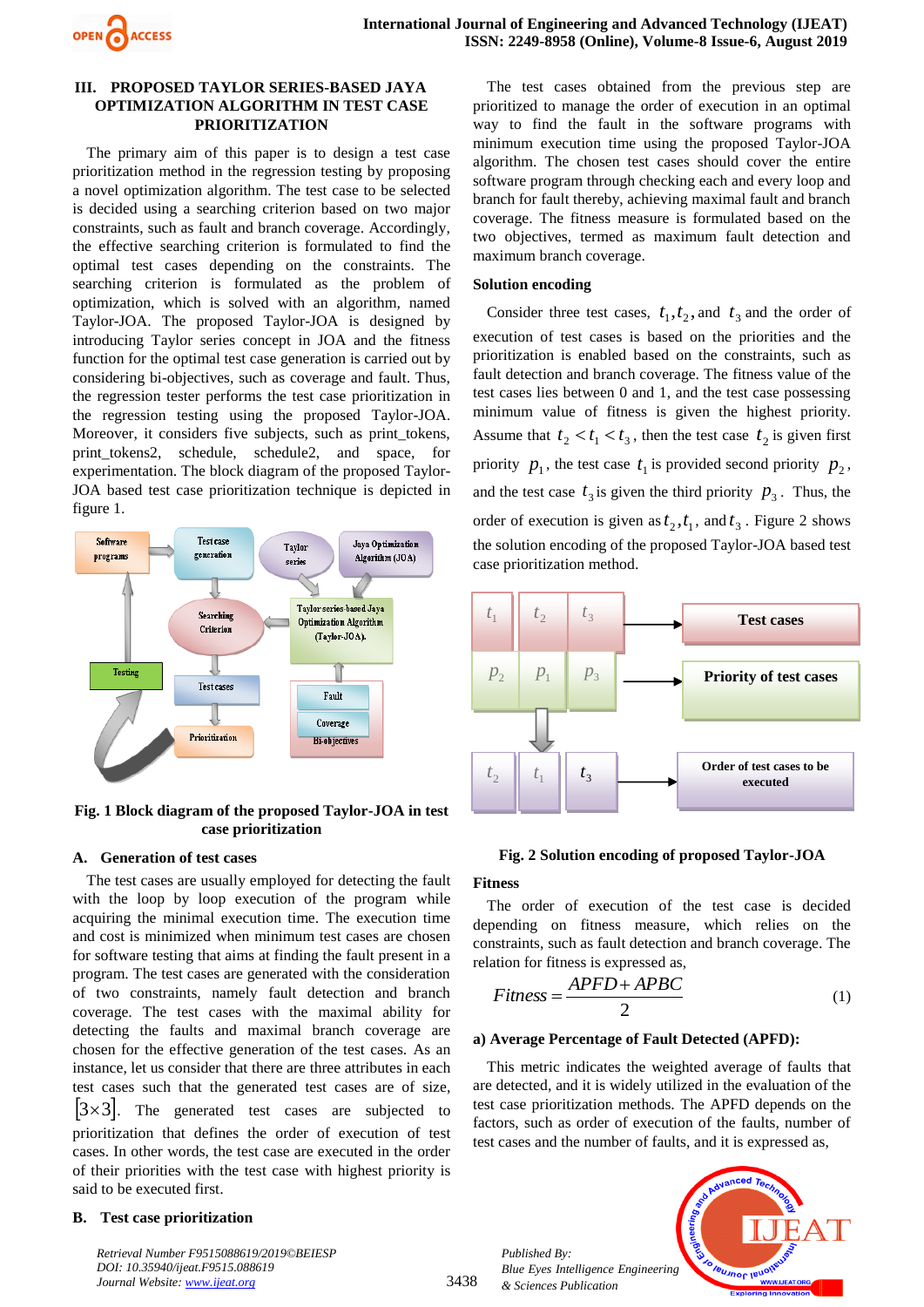## III. PROPOSED TAYLOR SERIES-BASED JAYA OPTIMIZATION ALGORITHM IN TEST CASE PRIORITIZATION

The primary aim of this paper is to design a test case prioritization method in the regression testing by proposing a novel optimization algorithm. The test case to be selected is decided using a searching criterion based on two major constraints, such as fault and branch coverage. Accordingly, the effective searching criterion is formulated to find the optimal test cases depending on the constraints. The searching criterion is formulated as the problem of optimization, which is solved with an algorithm, named Taylor-JOA. The proposed Taylor-JOA is designed by introducing Taylor series concept in JOA and the fitness function for the optimal test case generation is carried out by considering bi-objectives, such as coverage and fault. Thus, the regression tester performs the test case prioritization in the regression testing using the proposed Taylor-JOA. Moreover, it considers five subjects, such as print_tokens, print_tokens2, schedule, schedule2, and space, for experimentation. The block diagram of the proposed Taylor-JOA based test case prioritization technique is depicted in figure 1.

**Fig. 1 Block diagram of the proposed Taylor-JOA in test case prioritization**

### A. Generation of test cases

The test cases are usually employed for detecting the fault with the loop by loop execution of the program while acquiring the minimal execution time. The execution time and cost is minimized when minimum test cases are chosen for software testing that aims at finding the fault present in a program. The test cases are generated with the consideration of two constraints, namely fault detection and branch coverage. The test cases with the maximal ability for detecting the faults and maximal branch coverage are chosen for the effective generation of the test cases. As an instance, let us consider that there are three attributes in each test cases such that the generated test cases are of size, $[3\times3]$. The generated test cases are subjected to prioritization that defines the order of execution of test cases. In other words, the test case are executed in the order of their priorities with the test case with highest priority is said to be executed first.

### B. Test case prioritization

The test cases obtained from the previous step are prioritized to manage the order of execution in an optimal way to find the fault in the software programs with minimum execution time using the proposed Taylor-JOA algorithm. The chosen test cases should cover the entire software program through checking each and every loop and branch for fault thereby, achieving maximal fault and branch coverage. The fitness measure is formulated based on the two objectives, termed as maximum fault detection and maximum branch coverage.

**Solution encoding**

Consider three test cases, $t_1, t_2$, and $t_3$ and the order of execution of test cases is based on the priorities and the prioritization is enabled based on the constraints, such as fault detection and branch coverage. The fitness value of the test cases lies between 0 and 1, and the test case possessing minimum value of fitness is given the highest priority. Assume that $t_2 < t_1 < t_3$, then the test case $t_2$ is given first priority $p_1$, the test case $t_1$ is provided second priority $p_2$, and the test case $t_3$ is given the third priority $p_3$. Thus, the order of execution is given as $t_2, t_1$, and $t_3$. Figure 2 shows the solution encoding of the proposed Taylor-JOA based test case prioritization method.

**Fig. 2 Solution encoding of proposed Taylor-JOA**

**Fitness**

The order of execution of the test case is decided depending on fitness measure, which relies on the constraints, such as fault detection and branch coverage. The relation for fitness is expressed as,

$$Fitness = \frac{APFD + APBC}{2} \tag{1}$$

**a) Average Percentage of Fault Detected (APFD):**

This metric indicates the weighted average of faults that are detected, and it is widely utilized in the evaluation of the test case prioritization methods. The APFD depends on the factors, such as order of execution of the faults, number of test cases and the number of faults, and it is expressed as,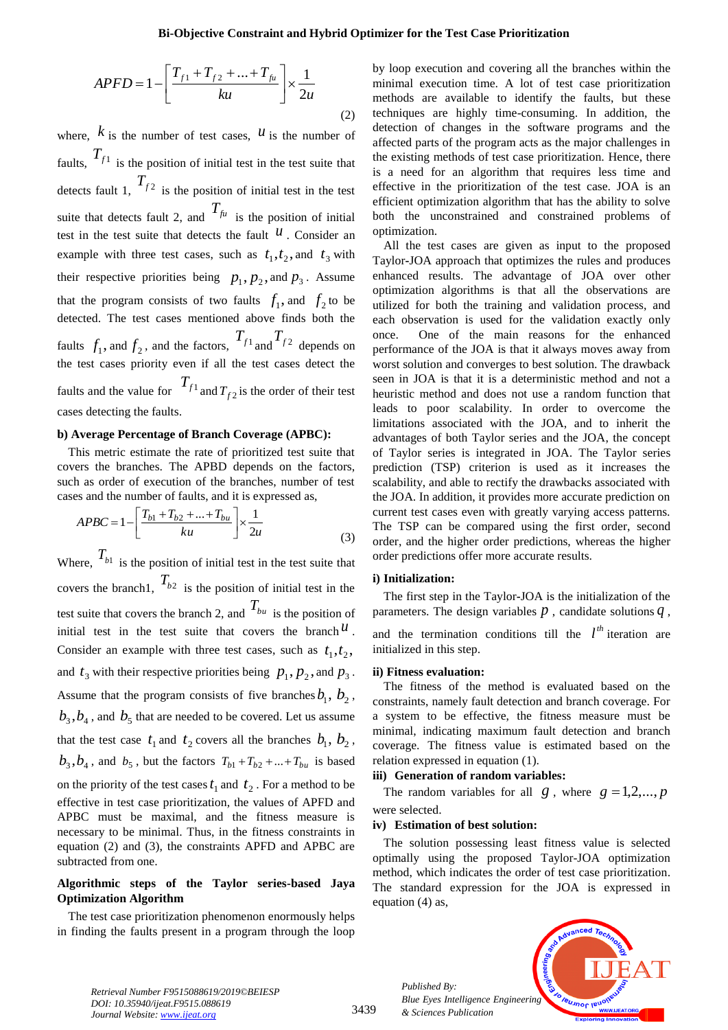$$APFD = 1 - \left[ \frac{T_{f1} + T_{f2} + ... + T_{fu}}{ku} \right] \times \frac{1}{2u} \tag{2}$$

where, $k$ is the number of test cases, $u$ is the number of faults, $T_{f1}$ is the position of initial test in the test suite that detects fault 1, $T_{f2}$ is the position of initial test in the test suite that detects fault 2, and $T_{fu}$ is the position of initial test in the test suite that detects the fault $u$. Consider an example with three test cases, such as $t_1, t_2$, and $t_3$ with their respective priorities being $p_1, p_2$, and $p_3$. Assume that the program consists of two faults $f_1$, and $f_2$ to be detected. The test cases mentioned above finds both the faults $f_1$, and $f_2$, and the factors, $T_{f1}$ and $T_{f2}$ depends on the test cases priority even if all the test cases detect the faults and the value for $T_{f1}$ and $T_{f2}$ is the order of their test cases detecting the faults.

**b) Average Percentage of Branch Coverage (APBC):**

This metric estimate the rate of prioritized test suite that covers the branches. The APBD depends on the factors, such as order of execution of the branches, number of test cases and the number of faults, and it is expressed as,

$$APBC = 1 - \left[ \frac{T_{b1} + T_{b2} + ... + T_{bu}}{ku} \right] \times \frac{1}{2u} \tag{3}$$

Where, $T_{b1}$ is the position of initial test in the test suite that covers the branch1, $T_{b2}$ is the position of initial test in the test suite that covers the branch 2, and $T_{bu}$ is the position of initial test in the test suite that covers the branch $u$. Consider an example with three test cases, such as $t_1, t_2$, and $t_3$ with their respective priorities being $p_1, p_2$, and $p_3$. Assume that the program consists of five branches $b_1$, $b_2$, $b_3, b_4$, and $b_5$ that are needed to be covered. Let us assume that the test case $t_1$ and $t_2$ covers all the branches $b_1$, $b_2$, $b_3, b_4$, and $b_5$, but the factors $T_{b1} + T_{b2} + ... + T_{bu}$ is based on the priority of the test cases $t_1$ and $t_2$. For a method to be effective in test case prioritization, the values of APFD and APBC must be maximal, and the fitness measure is necessary to be minimal. Thus, in the fitness constraints in equation (2) and (3), the constraints APFD and APBC are subtracted from one.

**Algorithmic steps of the Taylor series-based Jaya Optimization Algorithm**

The test case prioritization phenomenon enormously helps in finding the faults present in a program through the loop by loop execution and covering all the branches within the minimal execution time. A lot of test case prioritization methods are available to identify the faults, but these techniques are highly time-consuming. In addition, the detection of changes in the software programs and the affected parts of the program acts as the major challenges in the existing methods of test case prioritization. Hence, there is a need for an algorithm that requires less time and effective in the prioritization of the test case. JOA is an efficient optimization algorithm that has the ability to solve both the unconstrained and constrained problems of optimization.

All the test cases are given as input to the proposed Taylor-JOA approach that optimizes the rules and produces enhanced results. The advantage of JOA over other optimization algorithms is that all the observations are utilized for both the training and validation process, and each observation is used for the validation exactly only once. One of the main reasons for the enhanced performance of the JOA is that it always moves away from worst solution and converges to best solution. The drawback seen in JOA is that it is a deterministic method and not a heuristic method and does not use a random function that leads to poor scalability. In order to overcome the limitations associated with the JOA, and to inherit the advantages of both Taylor series and the JOA, the concept of Taylor series is integrated in JOA. The Taylor series prediction (TSP) criterion is used as it increases the scalability, and able to rectify the drawbacks associated with the JOA. In addition, it provides more accurate prediction on current test cases even with greatly varying access patterns. The TSP can be compared using the first order, second order, and the higher order predictions, whereas the higher order predictions offer more accurate results.

**i) Initialization:**

The first step in the Taylor-JOA is the initialization of the parameters. The design variables $p$, candidate solutions $q$, and the termination conditions till the $l^{th}$ iteration are initialized in this step.

**ii) Fitness evaluation:**

The fitness of the method is evaluated based on the constraints, namely fault detection and branch coverage. For a system to be effective, the fitness measure must be minimal, indicating maximum fault detection and branch coverage. The fitness value is estimated based on the relation expressed in equation (1).

**iii) Generation of random variables:**

The random variables for all $g$, where $g = 1,2,...,p$ were selected.

**iv) Estimation of best solution:**

The solution possessing least fitness value is selected optimally using the proposed Taylor-JOA optimization method, which indicates the order of test case prioritization. The standard expression for the JOA is expressed in equation (4) as,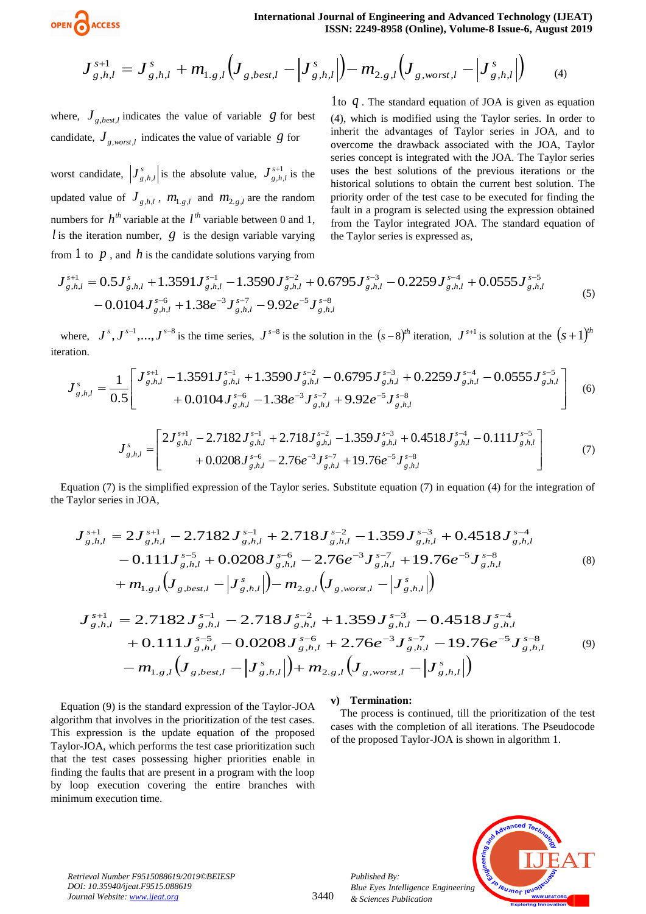$$J^{s+1}_{g,h,l} = J^{s}_{g,h,l} + m_{1.g,l}\left(J_{g,best,l} - \left|J^{s}_{g,h,l}\right|\right) - m_{2.g,l}\left(J_{g,worst,l} - \left|J^{s}_{g,h,l}\right|\right) \quad (4)$$

where, $J_{g,best,l}$ indicates the value of variable $g$ for best candidate, $J_{g,worst,l}$ indicates the value of variable $g$ for worst candidate, $\left|J^{s}_{g,h,l}\right|$ is the absolute value, $J^{s+1}_{g,h,l}$ is the updated value of $J_{g,h,l}$, $m_{1.g,l}$ and $m_{2.g,l}$ are the random numbers for $h^{th}$ variable at the $l^{th}$ variable between 0 and 1, $l$ is the iteration number, $g$ is the design variable varying from 1 to $p$, and $h$ is the candidate solutions varying from 1to $q$. The standard equation of JOA is given as equation (4), which is modified using the Taylor series. In order to inherit the advantages of Taylor series in JOA, and to overcome the drawback associated with the JOA, Taylor series concept is integrated with the JOA. The Taylor series uses the best solutions of the previous iterations or the historical solutions to obtain the current best solution. The priority order of the test case to be executed for finding the fault in a program is selected using the expression obtained from the Taylor integrated JOA. The standard equation of the Taylor series is expressed as,

$$\begin{aligned} J^{s+1}_{g,h,l} &= 0.5J^{s}_{g,h,l} + 1.3591J^{s-1}_{g,h,l} - 1.3590J^{s-2}_{g,h,l} + 0.6795J^{s-3}_{g,h,l} - 0.2259J^{s-4}_{g,h,l} + 0.0555J^{s-5}_{g,h,l} \\ &\quad - 0.0104J^{s-6}_{g,h,l} + 1.38e^{-3}J^{s-7}_{g,h,l} - 9.92e^{-5}J^{s-8}_{g,h,l} \end{aligned} \quad (5)$$

where, $J^{s}, J^{s-1},...,J^{s-8}$ is the time series, $J^{s-8}$ is the solution in the $(s-8)^{th}$ iteration, $J^{s+1}$ is solution at the $(s+1)^{th}$ iteration.

$$J^{s}_{g,h,l} = \frac{1}{0.5}\left[\begin{aligned} &J^{s+1}_{g,h,l} - 1.3591J^{s-1}_{g,h,l} + 1.3590J^{s-2}_{g,h,l} - 0.6795J^{s-3}_{g,h,l} + 0.2259J^{s-4}_{g,h,l} - 0.0555J^{s-5}_{g,h,l} \\ &+ 0.0104J^{s-6}_{g,h,l} - 1.38e^{-3}J^{s-7}_{g,h,l} + 9.92e^{-5}J^{s-8}_{g,h,l} \end{aligned}\right] \quad (6)$$

$$J^{s}_{g,h,l} = \left[\begin{aligned} &2J^{s+1}_{g,h,l} - 2.7182J^{s-1}_{g,h,l} + 2.718J^{s-2}_{g,h,l} - 1.359J^{s-3}_{g,h,l} + 0.4518J^{s-4}_{g,h,l} - 0.111J^{s-5}_{g,h,l} \\ &+ 0.0208J^{s-6}_{g,h,l} - 2.76e^{-3}J^{s-7}_{g,h,l} + 19.76e^{-5}J^{s-8}_{g,h,l} \end{aligned}\right] \quad (7)$$

Equation (7) is the simplified expression of the Taylor series. Substitute equation (7) in equation (4) for the integration of the Taylor series in JOA,

$$\begin{aligned} J^{s+1}_{g,h,l} &= 2J^{s+1}_{g,h,l} - 2.7182J^{s-1}_{g,h,l} + 2.718J^{s-2}_{g,h,l} - 1.359J^{s-3}_{g,h,l} + 0.4518J^{s-4}_{g,h,l} \\ &\quad - 0.111J^{s-5}_{g,h,l} + 0.0208J^{s-6}_{g,h,l} - 2.76e^{-3}J^{s-7}_{g,h,l} + 19.76e^{-5}J^{s-8}_{g,h,l} \\ &\quad + m_{1.g,l}\left(J_{g,best,l} - \left|J^{s}_{g,h,l}\right|\right) - m_{2.g,l}\left(J_{g,worst,l} - \left|J^{s}_{g,h,l}\right|\right) \end{aligned} \quad (8)$$

$$\begin{aligned} J^{s+1}_{g,h,l} &= 2.7182J^{s-1}_{g,h,l} - 2.718J^{s-2}_{g,h,l} + 1.359J^{s-3}_{g,h,l} - 0.4518J^{s-4}_{g,h,l} \\ &\quad + 0.111J^{s-5}_{g,h,l} - 0.0208J^{s-6}_{g,h,l} + 2.76e^{-3}J^{s-7}_{g,h,l} - 19.76e^{-5}J^{s-8}_{g,h,l} \\ &\quad - m_{1.g,l}\left(J_{g,best,l} - \left|J^{s}_{g,h,l}\right|\right) + m_{2.g,l}\left(J_{g,worst,l} - \left|J^{s}_{g,h,l}\right|\right) \end{aligned} \quad (9)$$

Equation (9) is the standard expression of the Taylor-JOA algorithm that involves in the prioritization of the test cases. This expression is the update equation of the proposed Taylor-JOA, which performs the test case prioritization such that the test cases possessing higher priorities enable in finding the faults that are present in a program with the loop by loop execution covering the entire branches with minimum execution time.

**v) Termination:**

The process is continued, till the prioritization of the test cases with the completion of all iterations. The Pseudocode of the proposed Taylor-JOA is shown in algorithm 1.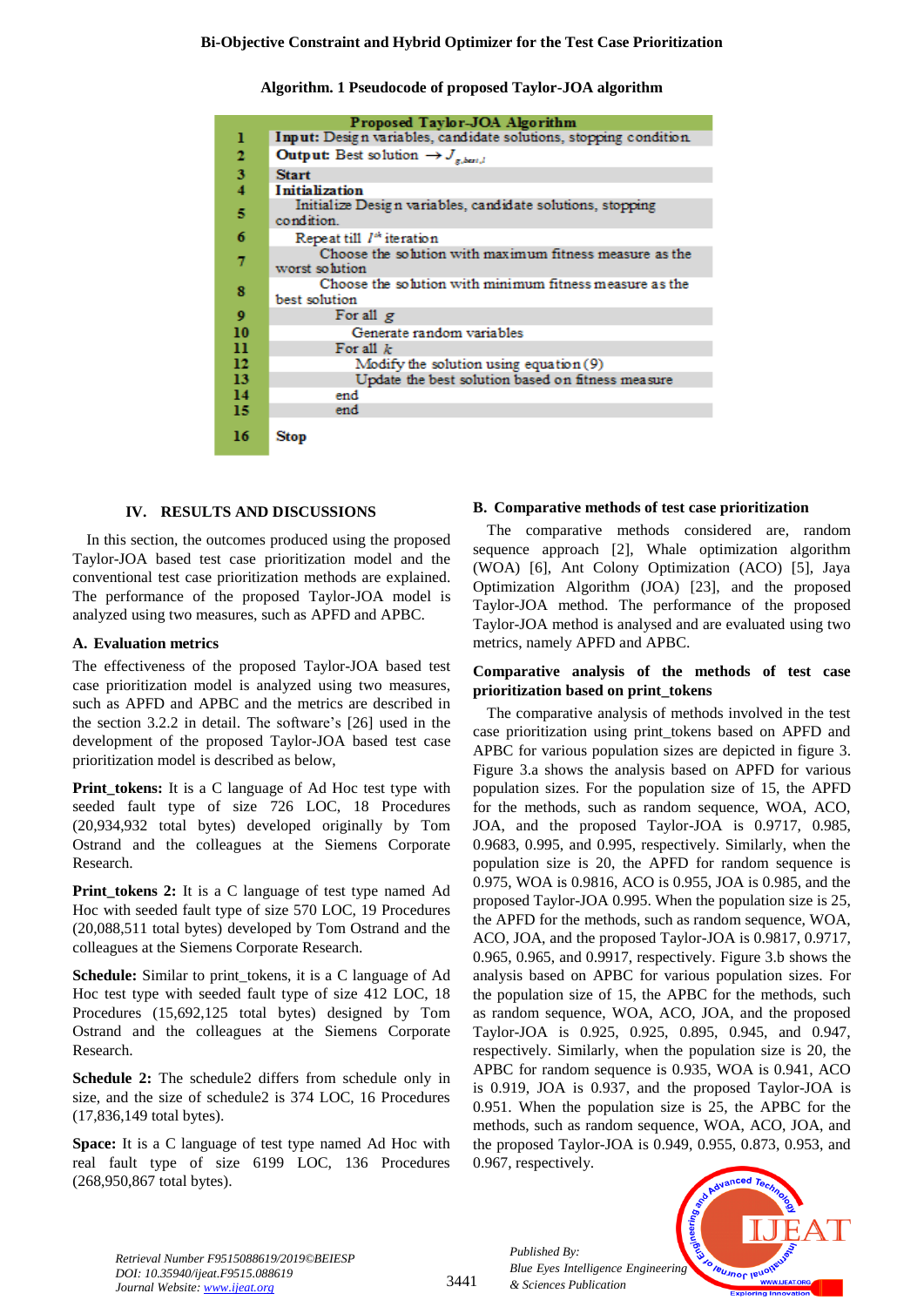**Algorithm. 1 Pseudocode of proposed Taylor-JOA algorithm**

| | Proposed Taylor-JOA Algorithm |
|---|---|
| 1 | **Input:** Design variables, candidate solutions, stopping condition |
| 2 | **Output:** Best solution $\rightarrow J_{g,best,l}$ |
| 3 | **Start** |
| 4 | **Initialization** |
| 5 | Initialize Design variables, candidate solutions, stopping condition. |
| 6 | Repeat till $l^{th}$ iteration |
| 7 | Choose the solution with maximum fitness measure as the worst solution |
| 8 | Choose the solution with minimum fitness measure as the best solution |
| 9 | For all $g$ |
| 10 | Generate random variables |
| 11 | For all $k$ |
| 12 | Modify the solution using equation (9) |
| 13 | Update the best solution based on fitness measure |
| 14 | end |
| 15 | end |
| 16 | **Stop** |

## IV. RESULTS AND DISCUSSIONS

In this section, the outcomes produced using the proposed Taylor-JOA based test case prioritization model and the conventional test case prioritization methods are explained. The performance of the proposed Taylor-JOA model is analyzed using two measures, such as APFD and APBC.

### A. Evaluation metrics

The effectiveness of the proposed Taylor-JOA based test case prioritization model is analyzed using two measures, such as APFD and APBC and the metrics are described in the section 3.2.2 in detail. The software's [26] used in the development of the proposed Taylor-JOA based test case prioritization model is described is as below,

**Print_tokens:** It is a C language of Ad Hoc test type with seeded fault type of size 726 LOC, 18 Procedures (20,934,932 total bytes) developed originally by Tom Ostrand and the colleagues at the Siemens Corporate Research.

**Print_tokens 2:** It is a C language of test type named Ad Hoc with seeded fault type of size 570 LOC, 19 Procedures (20,088,511 total bytes) developed by Tom Ostrand and the colleagues at the Siemens Corporate Research.

**Schedule:** Similar to print_tokens, it is a C language of Ad Hoc test type with seeded fault type of size 412 LOC, 18 Procedures (15,692,125 total bytes) designed by Tom Ostrand and the colleagues at the Siemens Corporate Research.

**Schedule 2:** The schedule2 differs from schedule only in size, and the size of schedule2 is 374 LOC, 16 Procedures (17,836,149 total bytes).

**Space:** It is a C language of test type named Ad Hoc with real fault type of size 6199 LOC, 136 Procedures (268,950,867 total bytes).

### B. Comparative methods of test case prioritization

The comparative methods considered are, random sequence approach [2], Whale optimization algorithm (WOA) [6], Ant Colony Optimization (ACO) [5], Jaya Optimization Algorithm (JOA) [23], and the proposed Taylor-JOA method. The performance of the proposed Taylor-JOA method is analysed and are evaluated using two metrics, namely APFD and APBC.

**Comparative analysis of the methods of test case prioritization based on print_tokens**

The comparative analysis of methods involved in the test case prioritization using print_tokens based on APFD and APBC for various population sizes are depicted in figure 3. Figure 3.a shows the analysis based on APFD for various population sizes. For the population size of 15, the APFD for the methods, such as random sequence, WOA, ACO, JOA, and the proposed Taylor-JOA is 0.9717, 0.985, 0.9683, 0.995, and 0.995, respectively. Similarly, when the population size is 20, the APFD for random sequence is 0.975, WOA is 0.9816, ACO is 0.955, JOA is 0.985, and the proposed Taylor-JOA 0.995. When the population size is 25, the APFD for the methods, such as random sequence, WOA, ACO, JOA, and the proposed Taylor-JOA is 0.9817, 0.9717, 0.965, 0.965, and 0.9917, respectively. Figure 3.b shows the analysis based on APBC for various population sizes. For the population size of 15, the APBC for the methods, such as random sequence, WOA, ACO, JOA, and the proposed Taylor-JOA is 0.925, 0.925, 0.895, 0.945, and 0.947, respectively. Similarly, when the population size is 20, the APBC for random sequence is 0.935, WOA is 0.941, ACO is 0.919, JOA is 0.937, and the proposed Taylor-JOA is 0.951. When the population size is 25, the APBC for the methods, such as random sequence, WOA, ACO, JOA, and the proposed Taylor-JOA is 0.949, 0.955, 0.873, 0.953, and 0.967, respectively.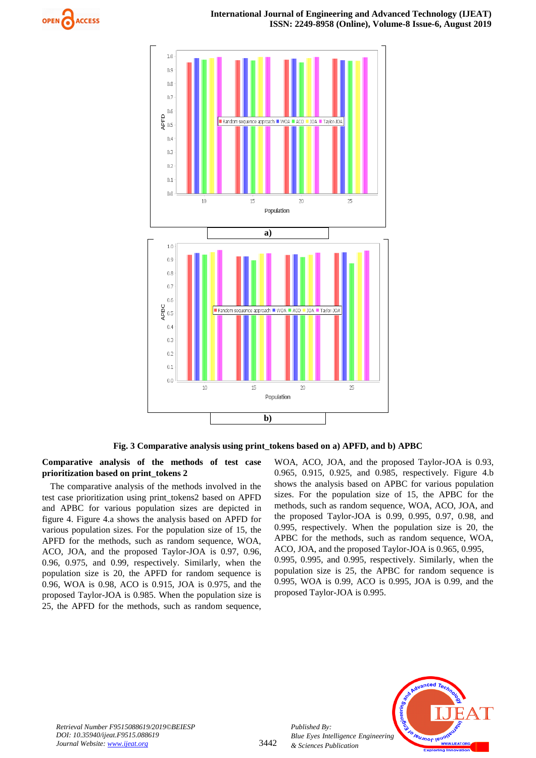Fig. 3 Comparative analysis using print_tokens based on a) APFD, and b) APBC

**Comparative analysis of the methods of test case prioritization based on print_tokens 2**

The comparative analysis of the methods involved in the test case prioritization using print_tokens2 based on APFD and APBC for various population sizes are depicted in figure 4. Figure 4.a shows the analysis based on APFD for various population sizes. For the population size of 15, the APFD for the methods, such as random sequence, WOA, ACO, JOA, and the proposed Taylor-JOA is 0.97, 0.96, 0.96, 0.975, and 0.99, respectively. Similarly, when the population size is 20, the APFD for random sequence is 0.96, WOA is 0.98, ACO is 0.915, JOA is 0.975, and the proposed Taylor-JOA is 0.985. When the population size is 25, the APFD for the methods, such as random sequence, WOA, ACO, JOA, and the proposed Taylor-JOA is 0.93, 0.965, 0.915, 0.925, and 0.985, respectively. Figure 4.b shows the analysis based on APBC for various population sizes. For the population size of 15, the APBC for the methods, such as random sequence, WOA, ACO, JOA, and the proposed Taylor-JOA is 0.99, 0.995, 0.97, 0.98, and 0.995, respectively. When the population size is 20, the APBC for the methods, such as random sequence, WOA, ACO, JOA, and the proposed Taylor-JOA is 0.965, 0.995, 0.995, 0.995, and 0.995, respectively. Similarly, when the population size is 25, the APBC for random sequence is 0.995, WOA is 0.99, ACO is 0.995, JOA is 0.99, and the proposed Taylor-JOA is 0.995.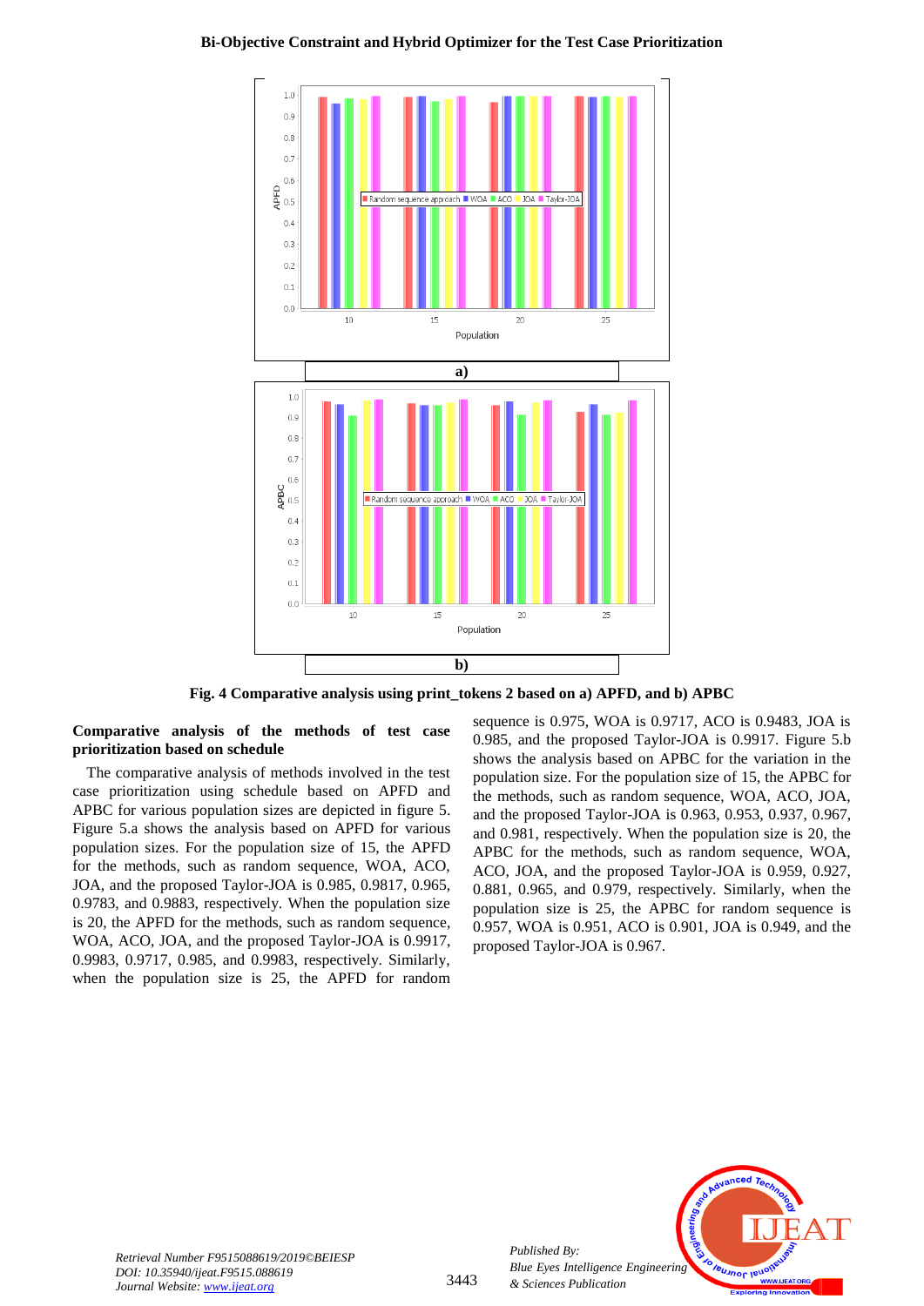Fig. 4 Comparative analysis using print_tokens 2 based on a) APFD, and b) APBC

### Comparative analysis of the methods of test case prioritization based on schedule

The comparative analysis of methods involved in the test case prioritization using schedule based on APFD and APBC for various population sizes are depicted in figure 5. Figure 5.a shows the analysis based on APFD for various population sizes. For the population size of 15, the APFD for the methods, such as random sequence, WOA, ACO, JOA, and the proposed Taylor-JOA is 0.985, 0.9817, 0.965, 0.9783, and 0.9883, respectively. When the population size is 20, the APFD for the methods, such as random sequence, WOA, ACO, JOA, and the proposed Taylor-JOA is 0.9917, 0.9983, 0.9717, 0.985, and 0.9983, respectively. Similarly, when the population size is 25, the APFD for random sequence is 0.975, WOA is 0.9717, ACO is 0.9483, JOA is 0.985, and the proposed Taylor-JOA is 0.9917. Figure 5.b shows the analysis based on APBC for the variation in the population size. For the population size of 15, the APBC for the methods, such as random sequence, WOA, ACO, JOA, and the proposed Taylor-JOA is 0.963, 0.953, 0.937, 0.967, and 0.981, respectively. When the population size is 20, the APBC for the methods, such as random sequence, WOA, ACO, JOA, and the proposed Taylor-JOA is 0.959, 0.927, 0.881, 0.965, and 0.979, respectively. Similarly, when the population size is 25, the APBC for random sequence is 0.957, WOA is 0.951, ACO is 0.901, JOA is 0.949, and the proposed Taylor-JOA is 0.967.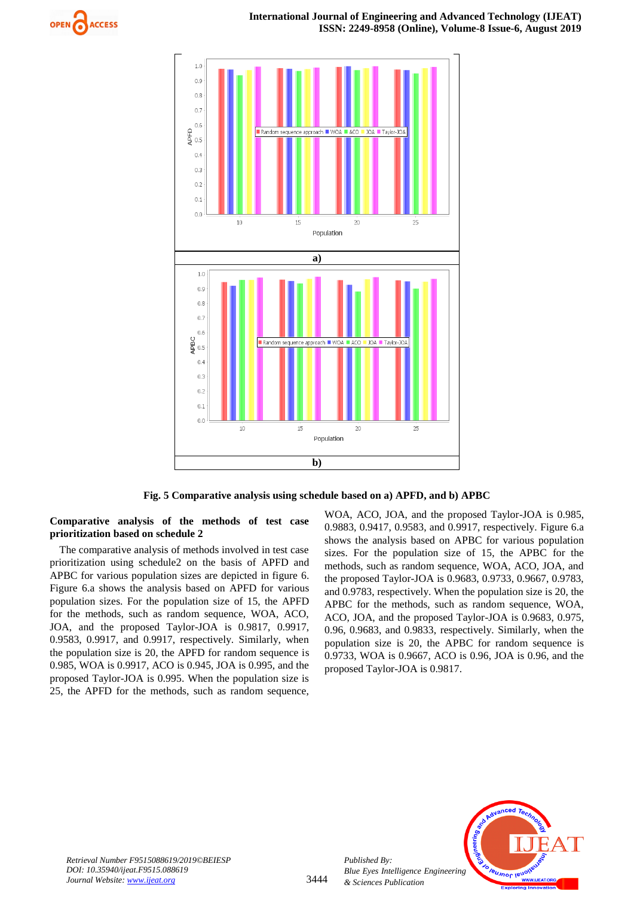Fig. 5 Comparative analysis using schedule based on a) APFD, and b) APBC

**Comparative analysis of the methods of test case prioritization based on schedule 2**

The comparative analysis of methods involved in test case prioritization using schedule2 on the basis of APFD and APBC for various population sizes are depicted in figure 6. Figure 6.a shows the analysis based on APFD for various population sizes. For the population size of 15, the APFD for the methods, such as random sequence, WOA, ACO, JOA, and the proposed Taylor-JOA is 0.9817, 0.9917, 0.9583, 0.9917, and 0.9917, respectively. Similarly, when the population size is 20, the APFD for random sequence is 0.985, WOA is 0.9917, ACO is 0.945, JOA is 0.995, and the proposed Taylor-JOA is 0.995. When the population size is 25, the APFD for the methods, such as random sequence, WOA, ACO, JOA, and the proposed Taylor-JOA is 0.985, 0.9883, 0.9417, 0.9583, and 0.9917, respectively. Figure 6.a shows the analysis based on APBC for various population sizes. For the population size of 15, the APBC for the methods, such as random sequence, WOA, ACO, JOA, and the proposed Taylor-JOA is 0.9683, 0.9733, 0.9667, 0.9783, and 0.9783, respectively. When the population size is 20, the APBC for the methods, such as random sequence, WOA, ACO, JOA, and the proposed Taylor-JOA is 0.9683, 0.975, 0.96, 0.9683, and 0.9833, respectively. Similarly, when the population size is 20, the APBC for random sequence is 0.9733, WOA is 0.9667, ACO is 0.96, JOA is 0.96, and the proposed Taylor-JOA is 0.9817.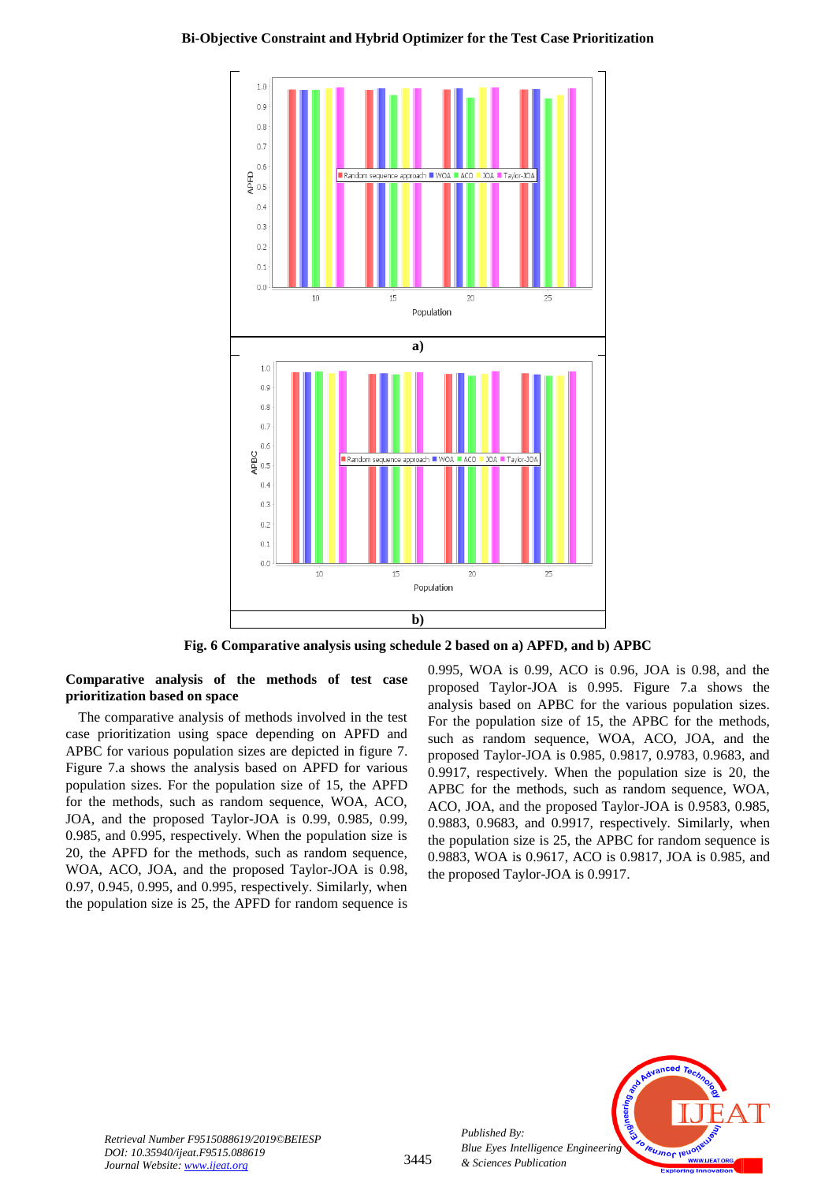Fig. 6 Comparative analysis using schedule 2 based on a) APFD, and b) APBC

**Comparative analysis of the methods of test case prioritization based on space**

The comparative analysis of methods involved in the test case prioritization using space depending on APFD and APBC for various population sizes are depicted in figure 7. Figure 7.a shows the analysis based on APFD for various population sizes. For the population size of 15, the APFD for the methods, such as random sequence, WOA, ACO, JOA, and the proposed Taylor-JOA is 0.99, 0.985, 0.99, 0.985, and 0.995, respectively. When the population size is 20, the APFD for the methods, such as random sequence, WOA, ACO, JOA, and the proposed Taylor-JOA is 0.98, 0.97, 0.945, 0.995, and 0.995, respectively. Similarly, when the population size is 25, the APFD for random sequence is 0.995, WOA is 0.99, ACO is 0.96, JOA is 0.98, and the proposed Taylor-JOA is 0.995. Figure 7.a shows the analysis based on APBC for the various population sizes. For the population size of 15, the APBC for the methods, such as random sequence, WOA, ACO, JOA, and the proposed Taylor-JOA is 0.985, 0.9817, 0.9783, 0.9683, and 0.9917, respectively. When the population size is 20, the APBC for the methods, such as random sequence, WOA, ACO, JOA, and the proposed Taylor-JOA is 0.9583, 0.985, 0.9883, 0.9683, and 0.9917, respectively. Similarly, when the population size is 25, the APBC for random sequence is 0.9883, WOA is 0.9617, ACO is 0.9817, JOA is 0.985, and the proposed Taylor-JOA is 0.9917.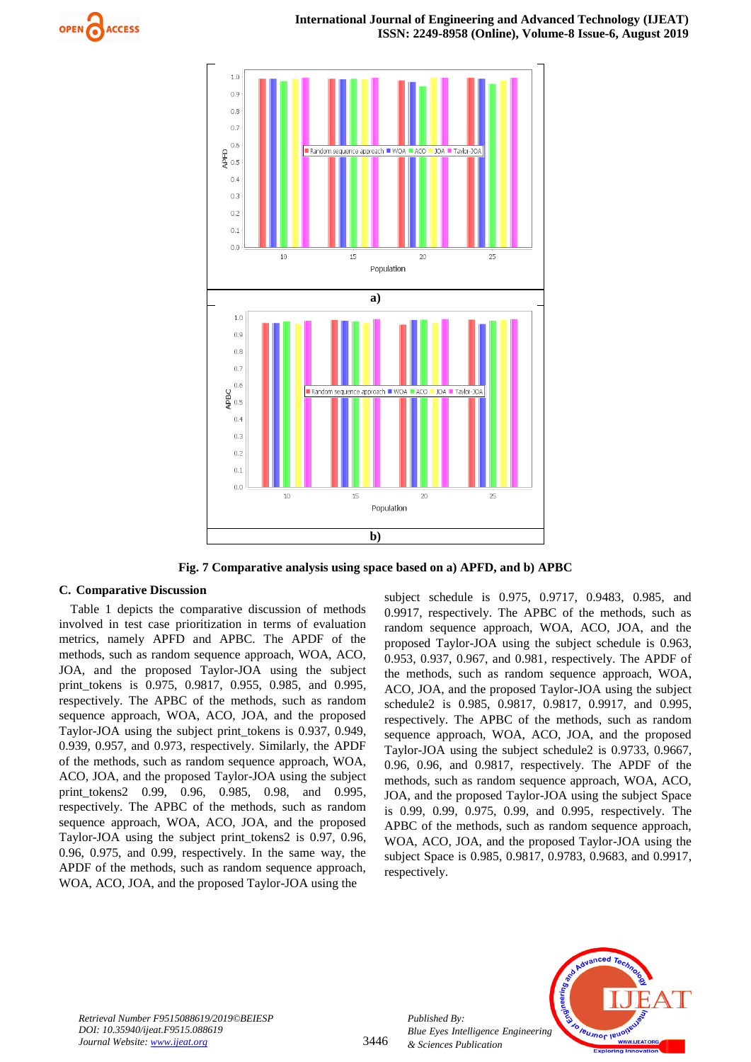Fig. 7 Comparative analysis using space based on a) APFD, and b) APBC

### C. Comparative Discussion

Table 1 depicts the comparative discussion of methods involved in test case prioritization in terms of evaluation metrics, namely APFD and APBC. The APDF of the methods, such as random sequence approach, WOA, ACO, JOA, and the proposed Taylor-JOA using the subject print_tokens is 0.975, 0.9817, 0.955, 0.985, and 0.995, respectively. The APBC of the methods, such as random sequence approach, WOA, ACO, JOA, and the proposed Taylor-JOA using the subject print_tokens is 0.937, 0.949, 0.939, 0.957, and 0.973, respectively. Similarly, the APDF of the methods, such as random sequence approach, WOA, ACO, JOA, and the proposed Taylor-JOA using the subject print_tokens2 0.99, 0.96, 0.985, 0.98, and 0.995, respectively. The APBC of the methods, such as random sequence approach, WOA, ACO, JOA, and the proposed Taylor-JOA using the subject print_tokens2 is 0.97, 0.96, 0.96, 0.975, and 0.99, respectively. In the same way, the APDF of the methods, such as random sequence approach, WOA, ACO, JOA, and the proposed Taylor-JOA using the subject schedule is 0.975, 0.9717, 0.9483, 0.985, and 0.9917, respectively. The APBC of the methods, such as random sequence approach, WOA, ACO, JOA, and the proposed Taylor-JOA using the subject schedule is 0.963, 0.953, 0.937, 0.967, and 0.981, respectively. The APDF of the methods, such as random sequence approach, WOA, ACO, JOA, and the proposed Taylor-JOA using the subject schedule2 is 0.985, 0.9817, 0.9817, 0.9917, and 0.995, respectively. The APBC of the methods, such as random sequence approach, WOA, ACO, JOA, and the proposed Taylor-JOA using the subject schedule2 is 0.9733, 0.9667, 0.96, 0.96, and 0.9817, respectively. The APDF of the methods, such as random sequence approach, WOA, ACO, JOA, and the proposed Taylor-JOA using the subject Space is 0.99, 0.99, 0.975, 0.99, and 0.995, respectively. The APBC of the methods, such as random sequence approach, WOA, ACO, JOA, and the proposed Taylor-JOA using the subject Space is 0.985, 0.9817, 0.9783, 0.9683, and 0.9917, respectively.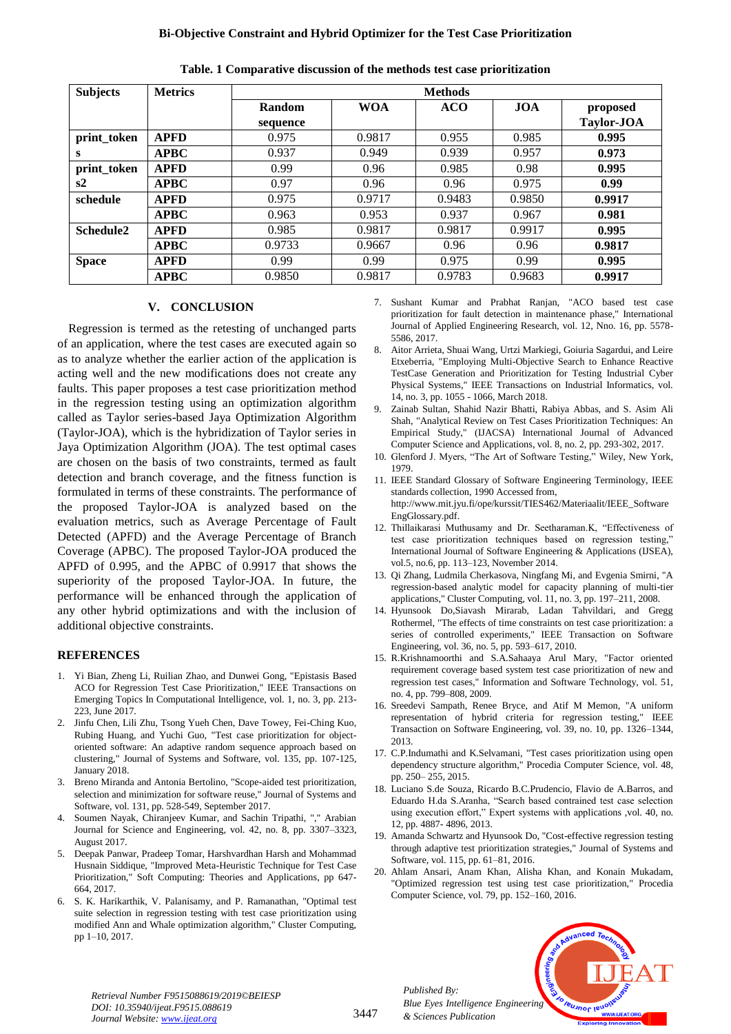Table. 1 Comparative discussion of the methods test case prioritization

| Subjects | Metrics | Methods | | | | |
|---|---|---|---|---|---|---|
| | | Random sequence | WOA | ACO | JOA | proposed Taylor-JOA |
| print_tokens | APFD | 0.975 | 0.9817 | 0.955 | 0.985 | **0.995** |
| | APBC | 0.937 | 0.949 | 0.939 | 0.957 | **0.973** |
| print_tokens2 | APFD | 0.99 | 0.96 | 0.985 | 0.98 | **0.995** |
| | APBC | 0.97 | 0.96 | 0.96 | 0.975 | **0.99** |
| schedule | APFD | 0.975 | 0.9717 | 0.9483 | 0.9850 | **0.9917** |
| | APBC | 0.963 | 0.953 | 0.937 | 0.967 | **0.981** |
| Schedule2 | APFD | 0.985 | 0.9817 | 0.9817 | 0.9917 | **0.995** |
| | APBC | 0.9733 | 0.9667 | 0.96 | 0.96 | **0.9817** |
| Space | APFD | 0.99 | 0.99 | 0.975 | 0.99 | **0.995** |
| | APBC | 0.9850 | 0.9817 | 0.9783 | 0.9683 | **0.9917** |

## V. CONCLUSION

Regression is termed as the retesting of unchanged parts of an application, where the test cases are executed again so as to analyze whether the earlier action of the application is acting well and the new modifications does not create any faults. This paper proposes a test case prioritization method in the regression testing using an optimization algorithm called as Taylor series-based Jaya Optimization Algorithm (Taylor-JOA), which is the hybridization of Taylor series in Jaya Optimization Algorithm (JOA). The test optimal cases are chosen on the basis of two constraints, termed as fault detection and branch coverage, and the fitness function is formulated in terms of these constraints. The performance of the proposed Taylor-JOA is analyzed based on the evaluation metrics, such as Average Percentage of Fault Detected (APFD) and the Average Percentage of Branch Coverage (APBC). The proposed Taylor-JOA produced the APFD of 0.995, and the APBC of 0.9917 that shows the superiority of the proposed Taylor-JOA. In future, the performance will be enhanced through the application of any other hybrid optimizations and with the inclusion of additional objective constraints.

## REFERENCES

1. Yi Bian, Zheng Li, Ruilian Zhao, and Dunwei Gong, "Epistasis Based ACO for Regression Test Case Prioritization," IEEE Transactions on Emerging Topics In Computational Intelligence, vol. 1, no. 3, pp. 213-223, June 2017.
2. Jinfu Chen, Lili Zhu, Tsong Yueh Chen, Dave Towey, Fei-Ching Kuo, Rubing Huang, and Yuchi Guo, "Test case prioritization for object-oriented software: An adaptive random sequence approach based on clustering," Journal of Systems and Software, vol. 135, pp. 107-125, January 2018.
3. Breno Miranda and Antonia Bertolino, "Scope-aided test prioritization, selection and minimization for software reuse," Journal of Systems and Software, vol. 131, pp. 528-549, September 2017.
4. Soumen Nayak, Chiranjeev Kumar, and Sachin Tripathi, "," Arabian Journal for Science and Engineering, vol. 42, no. 8, pp. 3307–3323, August 2017.
5. Deepak Panwar, Pradeep Tomar, Harshvardhan Harsh and Mohammad Husnain Siddique, "Improved Meta-Heuristic Technique for Test Case Prioritization," Soft Computing: Theories and Applications, pp 647-664, 2017.
6. S. K. Harikarthik, V. Palanisamy, and P. Ramanathan, "Optimal test suite selection in regression testing with test case prioritization using modified Ann and Whale optimization algorithm," Cluster Computing, pp 1–10, 2017.
7. Sushant Kumar and Prabhat Ranjan, "ACO based test case prioritization for fault detection in maintenance phase," International Journal of Applied Engineering Research, vol. 12, Nno. 16, pp. 5578-5586, 2017.
8. Aitor Arrieta, Shuai Wang, Urtzi Markiegi, Goiuria Sagardui, and Leire Etxeberria, "Employing Multi-Objective Search to Enhance Reactive TestCase Generation and Prioritization for Testing Industrial Cyber Physical Systems," IEEE Transactions on Industrial Informatics, vol. 14, no. 3, pp. 1055 - 1066, March 2018.
9. Zainab Sultan, Shahid Nazir Bhatti, Rabiya Abbas, and S. Asim Ali Shah, "Analytical Review on Test Cases Prioritization Techniques: An Empirical Study," (IJACSA) International Journal of Advanced Computer Science and Applications, vol. 8, no. 2, pp. 293-302, 2017.
10. Glenford J. Myers, "The Art of Software Testing," Wiley, New York, 1979.
11. IEEE Standard Glossary of Software Engineering Terminology, IEEE standards collection, 1990 Accessed from, http://www.mit.jyu.fi/ope/kurssit/TIES462/Materiaalit/IEEE_SoftwareEngGlossary.pdf.
12. Thillaikarasi Muthusamy and Dr. Seetharaman.K, "Effectiveness of test case prioritization techniques based on regression testing," International Journal of Software Engineering & Applications (IJSEA), vol.5, no.6, pp. 113–123, November 2014.
13. Qi Zhang, Ludmila Cherkasova, Ningfang Mi, and Evgenia Smirni, "A regression-based analytic model for capacity planning of multi-tier applications," Cluster Computing, vol. 11, no. 3, pp. 197–211, 2008.
14. Hyunsook Do,Siavash Mirarab, Ladan Tahvildari, and Gregg Rothermel, "The effects of time constraints on test case prioritization: a series of controlled experiments," IEEE Transaction on Software Engineering, vol. 36, no. 5, pp. 593–617, 2010.
15. R.Krishnamoorthi and S.A.Sahaaya Arul Mary, "Factor oriented requirement coverage based system test case prioritization of new and regression test cases," Information and Software Technology, vol. 51, no. 4, pp. 799–808, 2009.
16. Sreedevi Sampath, Renee Bryce, and Atif M Memon, "A uniform representation of hybrid criteria for regression testing," IEEE Transaction on Software Engineering, vol. 39, no. 10, pp. 1326–1344, 2013.
17. C.P.Indumathi and K.Selvamani, "Test cases prioritization using open dependency structure algorithm," Procedia Computer Science, vol. 48, pp. 250– 255, 2015.
18. Luciano S.de Souza, Ricardo B.C.Prudencio, Flavio de A.Barros, and Eduardo H.da S.Aranha, "Search based contrained test case selection using execution effort," Expert systems with applications ,vol. 40, no. 12, pp. 4887- 4896, 2013.
19. Amanda Schwartz and Hyunsook Do, "Cost-effective regression testing through adaptive test prioritization strategies," Journal of Systems and Software, vol. 115, pp. 61–81, 2016.
20. Ahlam Ansari, Anam Khan, Alisha Khan, and Konain Mukadam, "Optimized regression test using test case prioritization," Procedia Computer Science, vol. 79, pp. 152–160, 2016.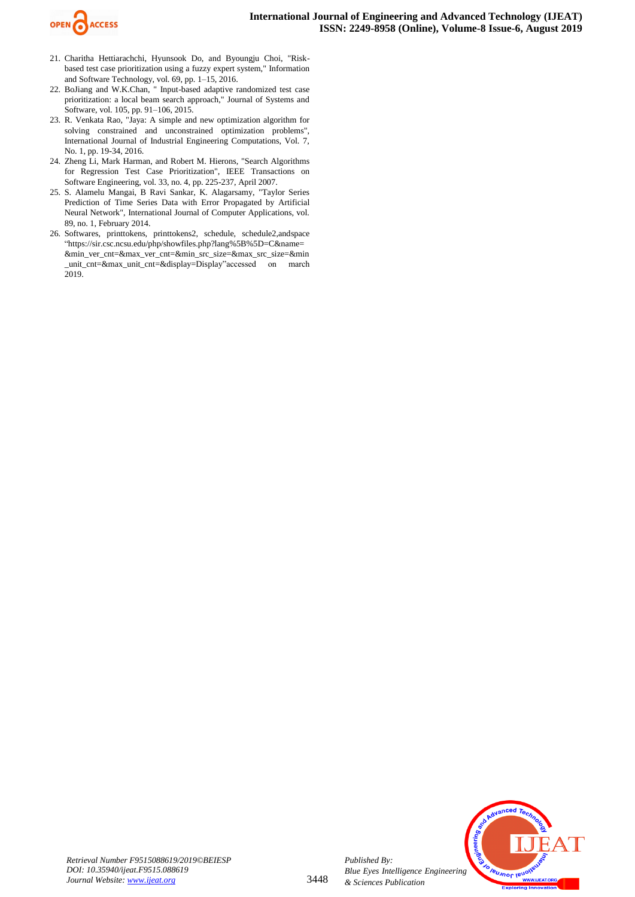21. Charitha Hettiarachchi, Hyunsook Do, and Byoungju Choi, "Risk-based test case prioritization using a fuzzy expert system," Information and Software Technology, vol. 69, pp. 1–15, 2016.
22. BoJiang and W.K.Chan, " Input-based adaptive randomized test case prioritization: a local beam search approach," Journal of Systems and Software, vol. 105, pp. 91–106, 2015.
23. R. Venkata Rao, "Jaya: A simple and new optimization algorithm for solving constrained and unconstrained optimization problems", International Journal of Industrial Engineering Computations, Vol. 7, No. 1, pp. 19-34, 2016.
24. Zheng Li, Mark Harman, and Robert M. Hierons, "Search Algorithms for Regression Test Case Prioritization", IEEE Transactions on Software Engineering, vol. 33, no. 4, pp. 225-237, April 2007.
25. S. Alamelu Mangai, B Ravi Sankar, K. Alagarsamy, "Taylor Series Prediction of Time Series Data with Error Propagated by Artificial Neural Network", International Journal of Computer Applications, vol. 89, no. 1, February 2014.
26. Softwares, printtokens, printtokens2, schedule, schedule2,andspace "https://sir.csc.ncsu.edu/php/showfiles.php?lang%5B%5D=C&name=&min_ver_cnt=&max_ver_cnt=&min_src_size=&max_src_size=&min_unit_cnt=&max_unit_cnt=&display=Display"accessed on march 2019.